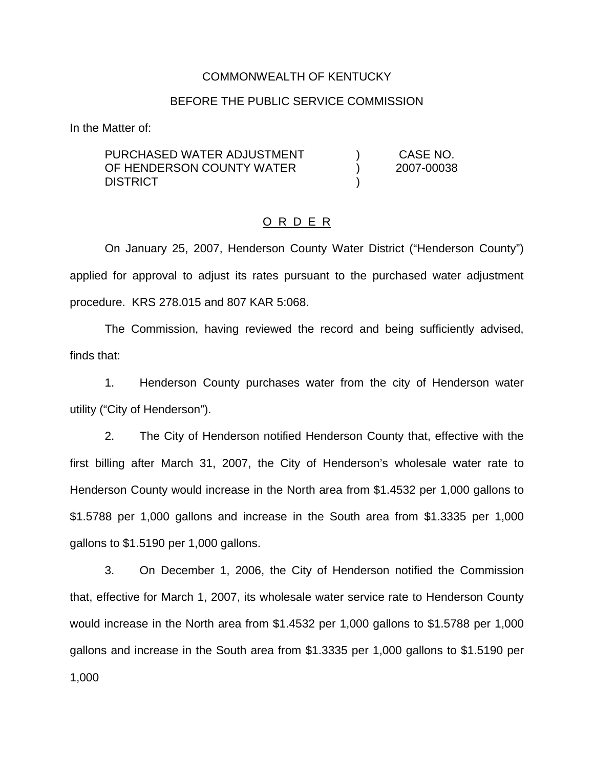COMMONWEALTH OF KENTUCKY

BEFORE THE PUBLIC SERVICE COMMISSION

In the Matter of:

| | | |
|---|---|---|
| PURCHASED WATER ADJUSTMENT OF HENDERSON COUNTY WATER DISTRICT | ) ) ) | CASE NO. 2007-00038 |

## O R D E R

On January 25, 2007, Henderson County Water District ("Henderson County") applied for approval to adjust its rates pursuant to the purchased water adjustment procedure. KRS 278.015 and 807 KAR 5:068.

The Commission, having reviewed the record and being sufficiently advised, finds that:

1. Henderson County purchases water from the city of Henderson water utility ("City of Henderson").

2. The City of Henderson notified Henderson County that, effective with the first billing after March 31, 2007, the City of Henderson's wholesale water rate to Henderson County would increase in the North area from $1.4532 per 1,000 gallons to $1.5788 per 1,000 gallons and increase in the South area from $1.3335 per 1,000 gallons to $1.5190 per 1,000 gallons.

3. On December 1, 2006, the City of Henderson notified the Commission that, effective for March 1, 2007, its wholesale water service rate to Henderson County would increase in the North area from $1.4532 per 1,000 gallons to $1.5788 per 1,000 gallons and increase in the South area from $1.3335 per 1,000 gallons to $1.5190 per 1,000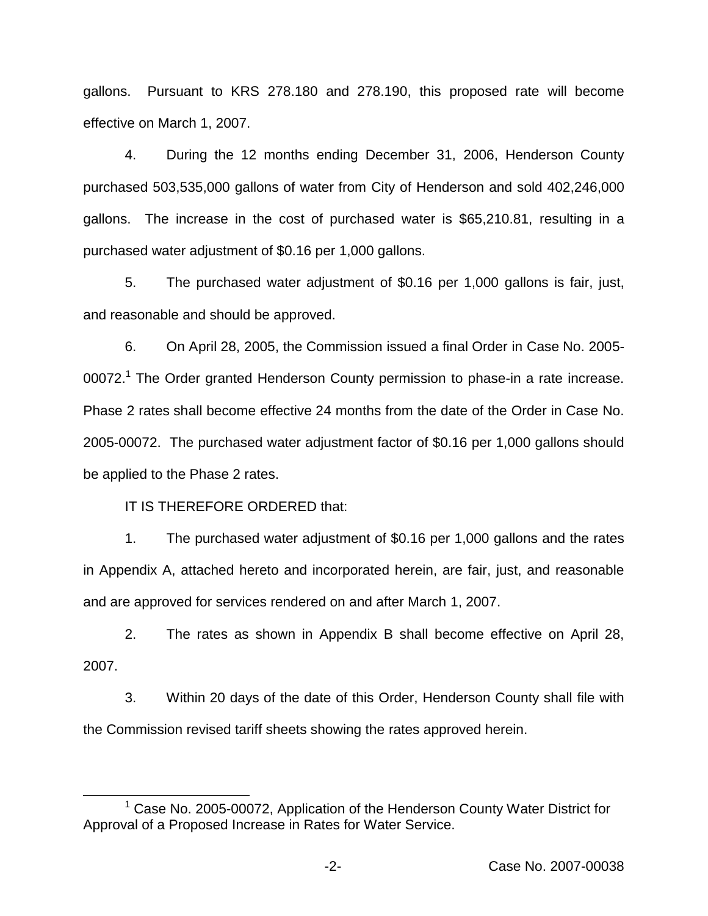gallons. Pursuant to KRS 278.180 and 278.190, this proposed rate will become effective on March 1, 2007.

4. During the 12 months ending December 31, 2006, Henderson County purchased 503,535,000 gallons of water from City of Henderson and sold 402,246,000 gallons. The increase in the cost of purchased water is $65,210.81, resulting in a purchased water adjustment of $0.16 per 1,000 gallons.

5. The purchased water adjustment of $0.16 per 1,000 gallons is fair, just, and reasonable and should be approved.

6. On April 28, 2005, the Commission issued a final Order in Case No. 2005-00072.[1] The Order granted Henderson County permission to phase-in a rate increase. Phase 2 rates shall become effective 24 months from the date of the Order in Case No. 2005-00072. The purchased water adjustment factor of $0.16 per 1,000 gallons should be applied to the Phase 2 rates.

IT IS THEREFORE ORDERED that:

1. The purchased water adjustment of $0.16 per 1,000 gallons and the rates in Appendix A, attached hereto and incorporated herein, are fair, just, and reasonable and are approved for services rendered on and after March 1, 2007.

2. The rates as shown in Appendix B shall become effective on April 28, 2007.

3. Within 20 days of the date of this Order, Henderson County shall file with the Commission revised tariff sheets showing the rates approved herein.

---

[1] Case No. 2005-00072, Application of the Henderson County Water District for Approval of a Proposed Increase in Rates for Water Service.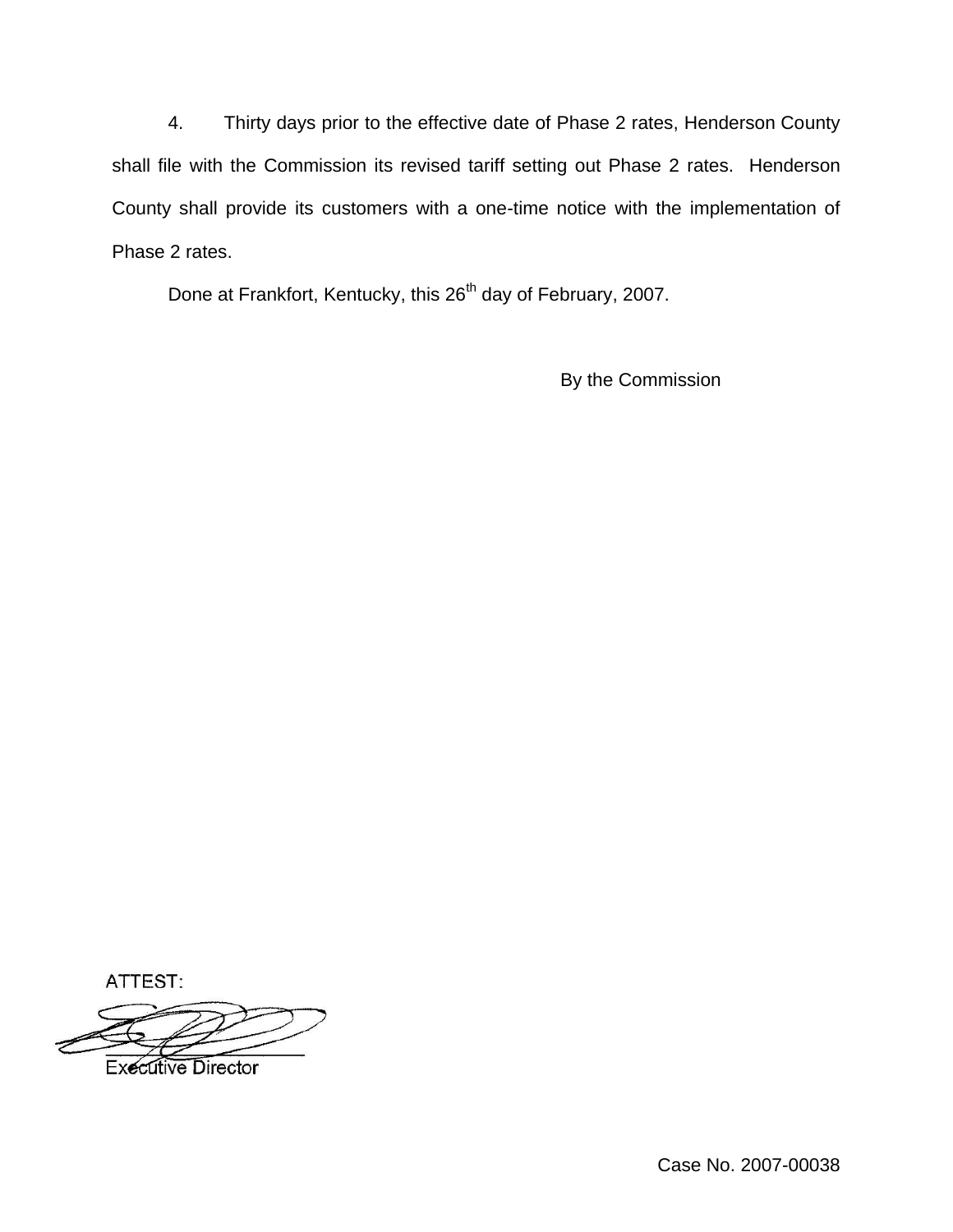4. Thirty days prior to the effective date of Phase 2 rates, Henderson County shall file with the Commission its revised tariff setting out Phase 2 rates. Henderson County shall provide its customers with a one-time notice with the implementation of Phase 2 rates.

Done at Frankfort, Kentucky, this 26th day of February, 2007.

By the Commission

ATTEST:

Executive Director

Case No. 2007-00038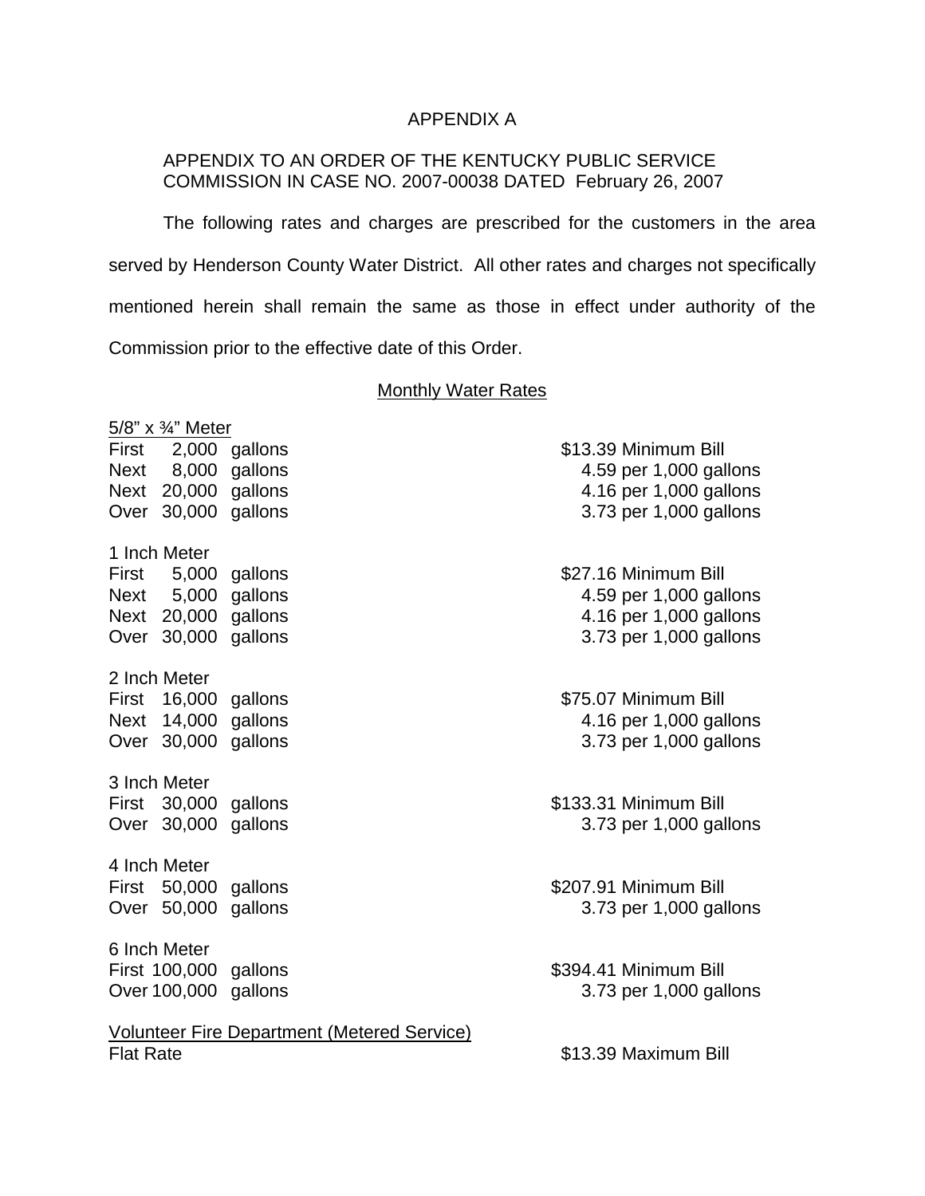# APPENDIX A

APPENDIX TO AN ORDER OF THE KENTUCKY PUBLIC SERVICE COMMISSION IN CASE NO. 2007-00038 DATED February 26, 2007

The following rates and charges are prescribed for the customers in the area served by Henderson County Water District. All other rates and charges not specifically mentioned herein shall remain the same as those in effect under authority of the Commission prior to the effective date of this Order.

## Monthly Water Rates

5/8" x ¾" Meter

| | | | |
|---|---|---|---|
| First | 2,000 | gallons | $13.39 Minimum Bill |
| Next | 8,000 | gallons | 4.59 per 1,000 gallons |
| Next | 20,000 | gallons | 4.16 per 1,000 gallons |
| Over | 30,000 | gallons | 3.73 per 1,000 gallons |

1 Inch Meter

| | | | |
|---|---|---|---|
| First | 5,000 | gallons | $27.16 Minimum Bill |
| Next | 5,000 | gallons | 4.59 per 1,000 gallons |
| Next | 20,000 | gallons | 4.16 per 1,000 gallons |
| Over | 30,000 | gallons | 3.73 per 1,000 gallons |

2 Inch Meter

| | | | |
|---|---|---|---|
| First | 16,000 | gallons | $75.07 Minimum Bill |
| Next | 14,000 | gallons | 4.16 per 1,000 gallons |
| Over | 30,000 | gallons | 3.73 per 1,000 gallons |

3 Inch Meter

| | | | |
|---|---|---|---|
| First | 30,000 | gallons | $133.31 Minimum Bill |
| Over | 30,000 | gallons | 3.73 per 1,000 gallons |

4 Inch Meter

| | | | |
|---|---|---|---|
| First | 50,000 | gallons | $207.91 Minimum Bill |
| Over | 50,000 | gallons | 3.73 per 1,000 gallons |

6 Inch Meter

| | | | |
|---|---|---|---|
| First | 100,000 | gallons | $394.41 Minimum Bill |
| Over | 100,000 | gallons | 3.73 per 1,000 gallons |

Volunteer Fire Department (Metered Service)

Flat Rate $13.39 Maximum Bill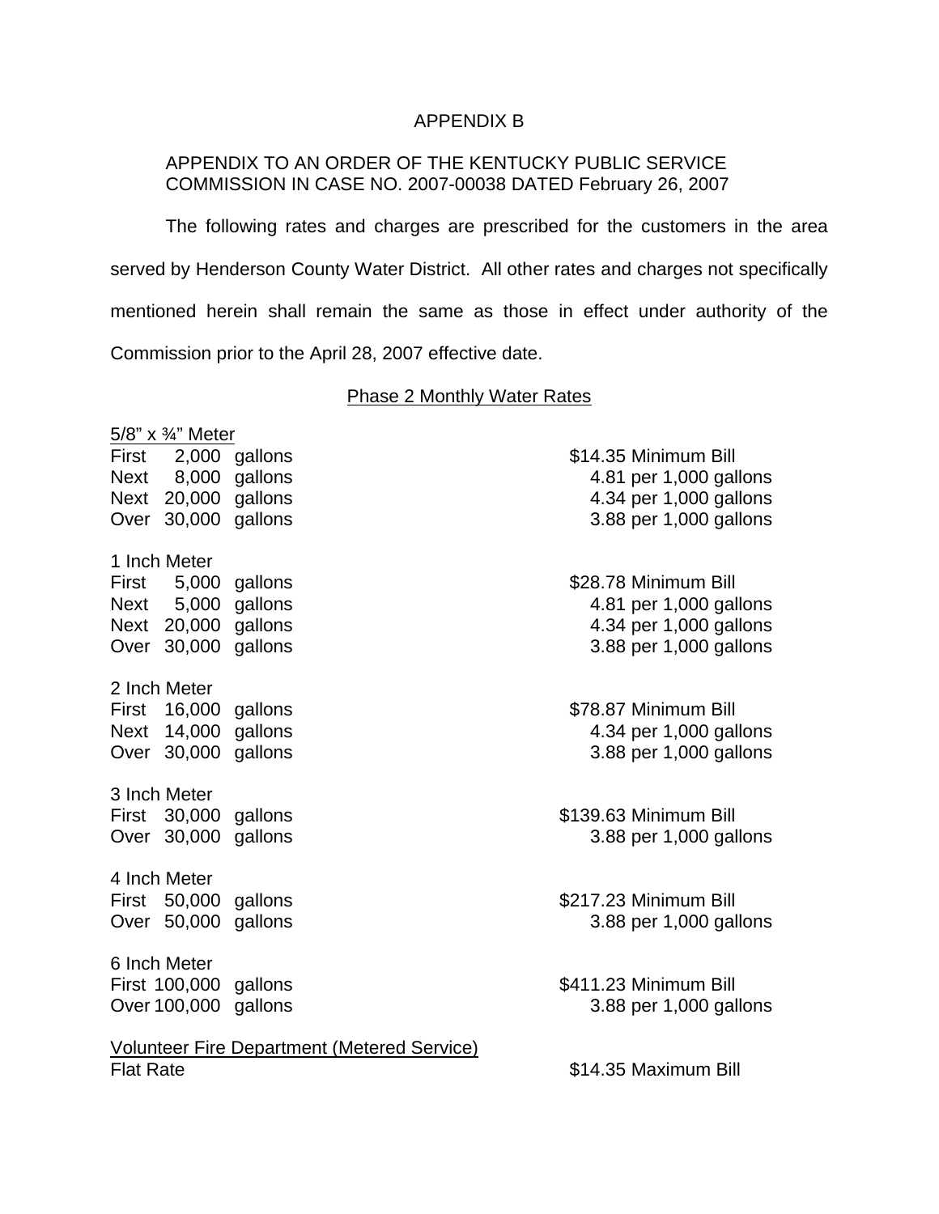APPENDIX B

APPENDIX TO AN ORDER OF THE KENTUCKY PUBLIC SERVICE COMMISSION IN CASE NO. 2007-00038 DATED February 26, 2007

The following rates and charges are prescribed for the customers in the area served by Henderson County Water District. All other rates and charges not specifically mentioned herein shall remain the same as those in effect under authority of the Commission prior to the April 28, 2007 effective date.

Phase 2 Monthly Water Rates

5/8" x ¾" Meter

| | | |
|---|---|---|
| First | 2,000 gallons | $14.35 Minimum Bill |
| Next | 8,000 gallons | 4.81 per 1,000 gallons |
| Next | 20,000 gallons | 4.34 per 1,000 gallons |
| Over | 30,000 gallons | 3.88 per 1,000 gallons |

1 Inch Meter

| | | |
|---|---|---|
| First | 5,000 gallons | $28.78 Minimum Bill |
| Next | 5,000 gallons | 4.81 per 1,000 gallons |
| Next | 20,000 gallons | 4.34 per 1,000 gallons |
| Over | 30,000 gallons | 3.88 per 1,000 gallons |

2 Inch Meter

| | | |
|---|---|---|
| First | 16,000 gallons | $78.87 Minimum Bill |
| Next | 14,000 gallons | 4.34 per 1,000 gallons |
| Over | 30,000 gallons | 3.88 per 1,000 gallons |

3 Inch Meter

| | | |
|---|---|---|
| First | 30,000 gallons | $139.63 Minimum Bill |
| Over | 30,000 gallons | 3.88 per 1,000 gallons |

4 Inch Meter

| | | |
|---|---|---|
| First | 50,000 gallons | $217.23 Minimum Bill |
| Over | 50,000 gallons | 3.88 per 1,000 gallons |

6 Inch Meter

| | | |
|---|---|---|
| First | 100,000 gallons | $411.23 Minimum Bill |
| Over | 100,000 gallons | 3.88 per 1,000 gallons |

Volunteer Fire Department (Metered Service)

| | |
|---|---|
| Flat Rate | $14.35 Maximum Bill |